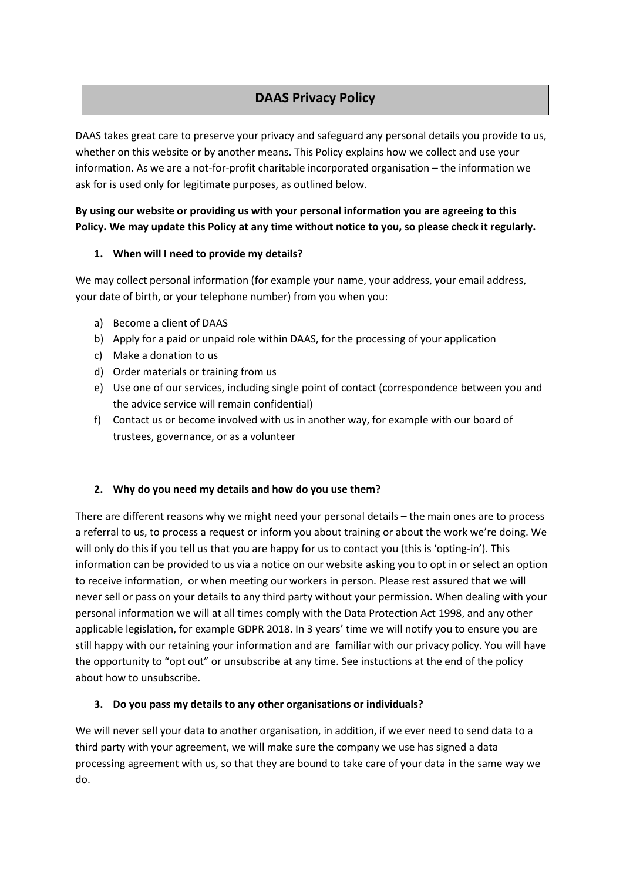# DAAS Privacy Policy

DAAS takes great care to preserve your privacy and safeguard any personal details you provide to us, whether on this website or by another means. This Policy explains how we collect and use your information. As we are a not-for-profit charitable incorporated organisation – the information we ask for is used only for legitimate purposes, as outlined below.

**By using our website or providing us with your personal information you are agreeing to this Policy. We may update this Policy at any time without notice to you, so please check it regularly.**

### 1. When will I need to provide my details?

We may collect personal information (for example your name, your address, your email address, your date of birth, or your telephone number) from you when you:

a) Become a client of DAAS
b) Apply for a paid or unpaid role within DAAS, for the processing of your application
c) Make a donation to us
d) Order materials or training from us
e) Use one of our services, including single point of contact (correspondence between you and the advice service will remain confidential)
f) Contact us or become involved with us in another way, for example with our board of trustees, governance, or as a volunteer

### 2. Why do you need my details and how do you use them?

There are different reasons why we might need your personal details – the main ones are to process a referral to us, to process a request or inform you about training or about the work we're doing. We will only do this if you tell us that you are happy for us to contact you (this is 'opting-in'). This information can be provided to us via a notice on our website asking you to opt in or select an option to receive information, or when meeting our workers in person. Please rest assured that we will never sell or pass on your details to any third party without your permission. When dealing with your personal information we will at all times comply with the Data Protection Act 1998, and any other applicable legislation, for example GDPR 2018. In 3 years' time we will notify you to ensure you are still happy with our retaining your information and are familiar with our privacy policy. You will have the opportunity to "opt out" or unsubscribe at any time. See instuctions at the end of the policy about how to unsubscribe.

### 3. Do you pass my details to any other organisations or individuals?

We will never sell your data to another organisation, in addition, if we ever need to send data to a third party with your agreement, we will make sure the company we use has signed a data processing agreement with us, so that they are bound to take care of your data in the same way we do.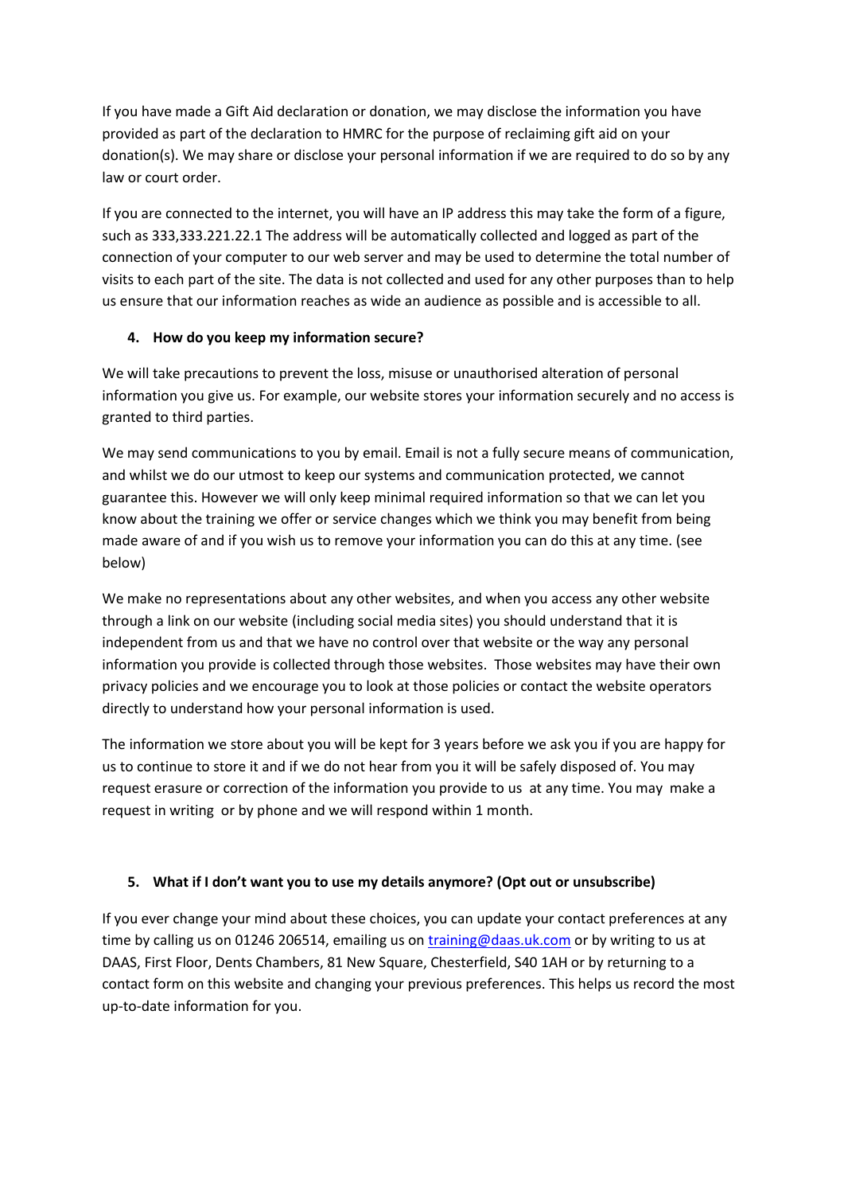If you have made a Gift Aid declaration or donation, we may disclose the information you have provided as part of the declaration to HMRC for the purpose of reclaiming gift aid on your donation(s). We may share or disclose your personal information if we are required to do so by any law or court order.

If you are connected to the internet, you will have an IP address this may take the form of a figure, such as 333,333.221.22.1 The address will be automatically collected and logged as part of the connection of your computer to our web server and may be used to determine the total number of visits to each part of the site. The data is not collected and used for any other purposes than to help us ensure that our information reaches as wide an audience as possible and is accessible to all.

## 4. How do you keep my information secure?

We will take precautions to prevent the loss, misuse or unauthorised alteration of personal information you give us. For example, our website stores your information securely and no access is granted to third parties.

We may send communications to you by email. Email is not a fully secure means of communication, and whilst we do our utmost to keep our systems and communication protected, we cannot guarantee this. However we will only keep minimal required information so that we can let you know about the training we offer or service changes which we think you may benefit from being made aware of and if you wish us to remove your information you can do this at any time. (see below)

We make no representations about any other websites, and when you access any other website through a link on our website (including social media sites) you should understand that it is independent from us and that we have no control over that website or the way any personal information you provide is collected through those websites. Those websites may have their own privacy policies and we encourage you to look at those policies or contact the website operators directly to understand how your personal information is used.

The information we store about you will be kept for 3 years before we ask you if you are happy for us to continue to store it and if we do not hear from you it will be safely disposed of. You may request erasure or correction of the information you provide to us at any time. You may make a request in writing or by phone and we will respond within 1 month.

## 5. What if I don't want you to use my details anymore? (Opt out or unsubscribe)

If you ever change your mind about these choices, you can update your contact preferences at any time by calling us on 01246 206514, emailing us on training@daas.uk.com or by writing to us at DAAS, First Floor, Dents Chambers, 81 New Square, Chesterfield, S40 1AH or by returning to a contact form on this website and changing your previous preferences. This helps us record the most up-to-date information for you.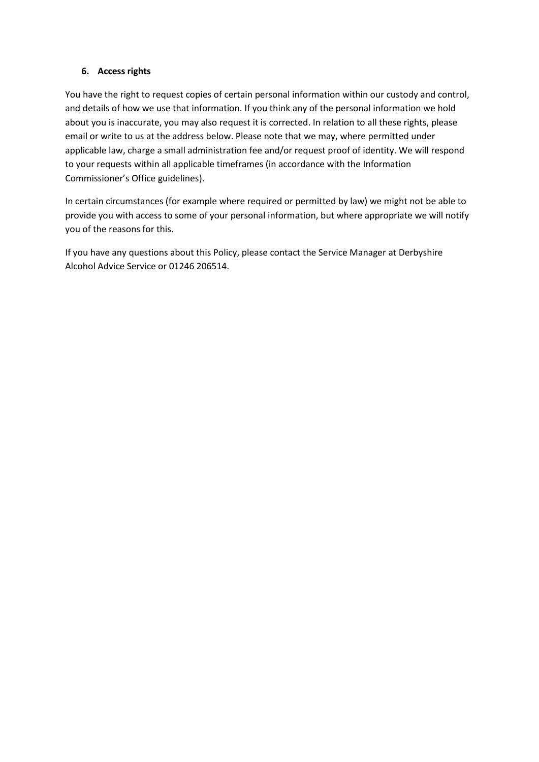## 6. Access rights

You have the right to request copies of certain personal information within our custody and control, and details of how we use that information. If you think any of the personal information we hold about you is inaccurate, you may also request it is corrected. In relation to all these rights, please email or write to us at the address below. Please note that we may, where permitted under applicable law, charge a small administration fee and/or request proof of identity. We will respond to your requests within all applicable timeframes (in accordance with the Information Commissioner's Office guidelines).

In certain circumstances (for example where required or permitted by law) we might not be able to provide you with access to some of your personal information, but where appropriate we will notify you of the reasons for this.

If you have any questions about this Policy, please contact the Service Manager at Derbyshire Alcohol Advice Service or 01246 206514.